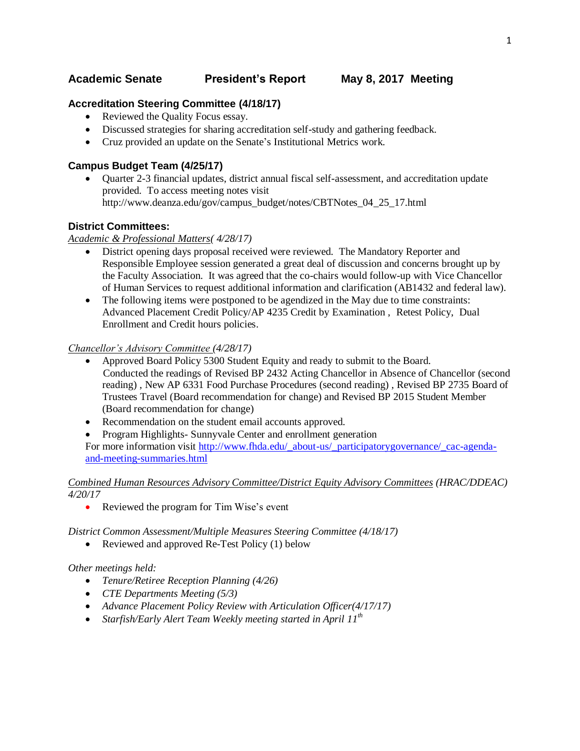# Academic Senate President's Report May 8, 2017 Meeting

### Accreditation Steering Committee (4/18/17)

- Reviewed the Quality Focus essay.
- Discussed strategies for sharing accreditation self-study and gathering feedback.
- Cruz provided an update on the Senate's Institutional Metrics work.

### Campus Budget Team (4/25/17)

- Quarter 2-3 financial updates, district annual fiscal self-assessment, and accreditation update provided. To access meeting notes visit http://www.deanza.edu/gov/campus_budget/notes/CBTNotes_04_25_17.html

### District Committees:

*Academic & Professional Matters( 4/28/17)*

- District opening days proposal received were reviewed. The Mandatory Reporter and Responsible Employee session generated a great deal of discussion and concerns brought up by the Faculty Association. It was agreed that the co-chairs would follow-up with Vice Chancellor of Human Services to request additional information and clarification (AB1432 and federal law).
- The following items were postponed to be agendized in the May due to time constraints: Advanced Placement Credit Policy/AP 4235 Credit by Examination , Retest Policy, Dual Enrollment and Credit hours policies.

*Chancellor's Advisory Committee (4/28/17)*

- Approved Board Policy 5300 Student Equity and ready to submit to the Board. Conducted the readings of Revised BP 2432 Acting Chancellor in Absence of Chancellor (second reading) , New AP 6331 Food Purchase Procedures (second reading) , Revised BP 2735 Board of Trustees Travel (Board recommendation for change) and Revised BP 2015 Student Member (Board recommendation for change)
- Recommendation on the student email accounts approved.
- Program Highlights- Sunnyvale Center and enrollment generation

For more information visit [http://www.fhda.edu/_about-us/_participatorygovernance/_cac-agenda-and-meeting-summaries.html](http://www.fhda.edu/_about-us/_participatorygovernance/_cac-agenda-and-meeting-summaries.html)

*Combined Human Resources Advisory Committee/District Equity Advisory Committees (HRAC/DDEAC) 4/20/17*

- Reviewed the program for Tim Wise's event

*District Common Assessment/Multiple Measures Steering Committee (4/18/17)*

- Reviewed and approved Re-Test Policy (1) below

*Other meetings held:*

- *Tenure/Retiree Reception Planning (4/26)*
- *CTE Departments Meeting (5/3)*
- *Advance Placement Policy Review with Articulation Officer(4/17/17)*
- *Starfish/Early Alert Team Weekly meeting started in April 11th*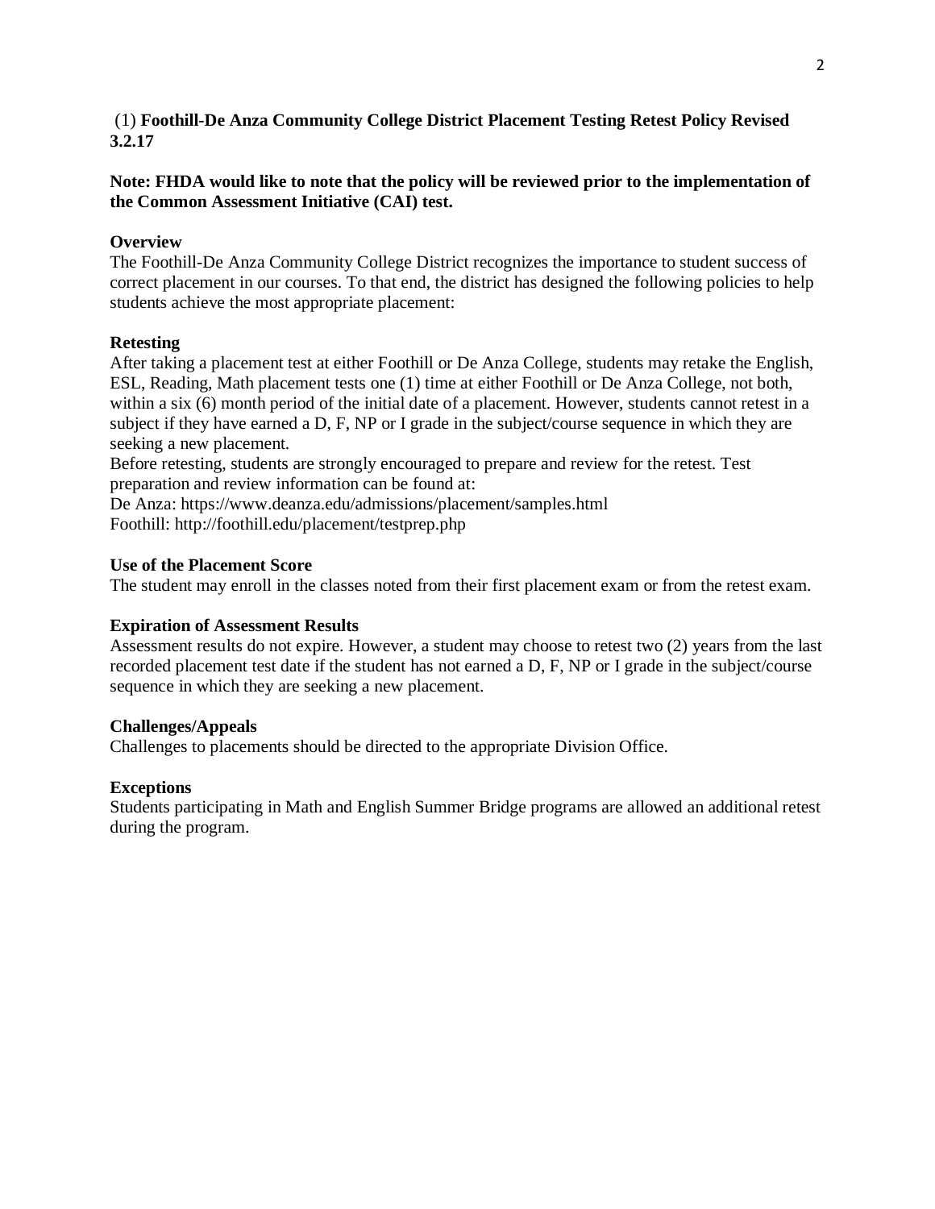(1) **Foothill-De Anza Community College District Placement Testing Retest Policy Revised 3.2.17**

**Note: FHDA would like to note that the policy will be reviewed prior to the implementation of the Common Assessment Initiative (CAI) test.**

**Overview**

The Foothill-De Anza Community College District recognizes the importance to student success of correct placement in our courses. To that end, the district has designed the following policies to help students achieve the most appropriate placement:

**Retesting**

After taking a placement test at either Foothill or De Anza College, students may retake the English, ESL, Reading, Math placement tests one (1) time at either Foothill or De Anza College, not both, within a six (6) month period of the initial date of a placement. However, students cannot retest in a subject if they have earned a D, F, NP or I grade in the subject/course sequence in which they are seeking a new placement.

Before retesting, students are strongly encouraged to prepare and review for the retest. Test preparation and review information can be found at:

De Anza: https://www.deanza.edu/admissions/placement/samples.html

Foothill: http://foothill.edu/placement/testprep.php

**Use of the Placement Score**

The student may enroll in the classes noted from their first placement exam or from the retest exam.

**Expiration of Assessment Results**

Assessment results do not expire. However, a student may choose to retest two (2) years from the last recorded placement test date if the student has not earned a D, F, NP or I grade in the subject/course sequence in which they are seeking a new placement.

**Challenges/Appeals**

Challenges to placements should be directed to the appropriate Division Office.

**Exceptions**

Students participating in Math and English Summer Bridge programs are allowed an additional retest during the program.